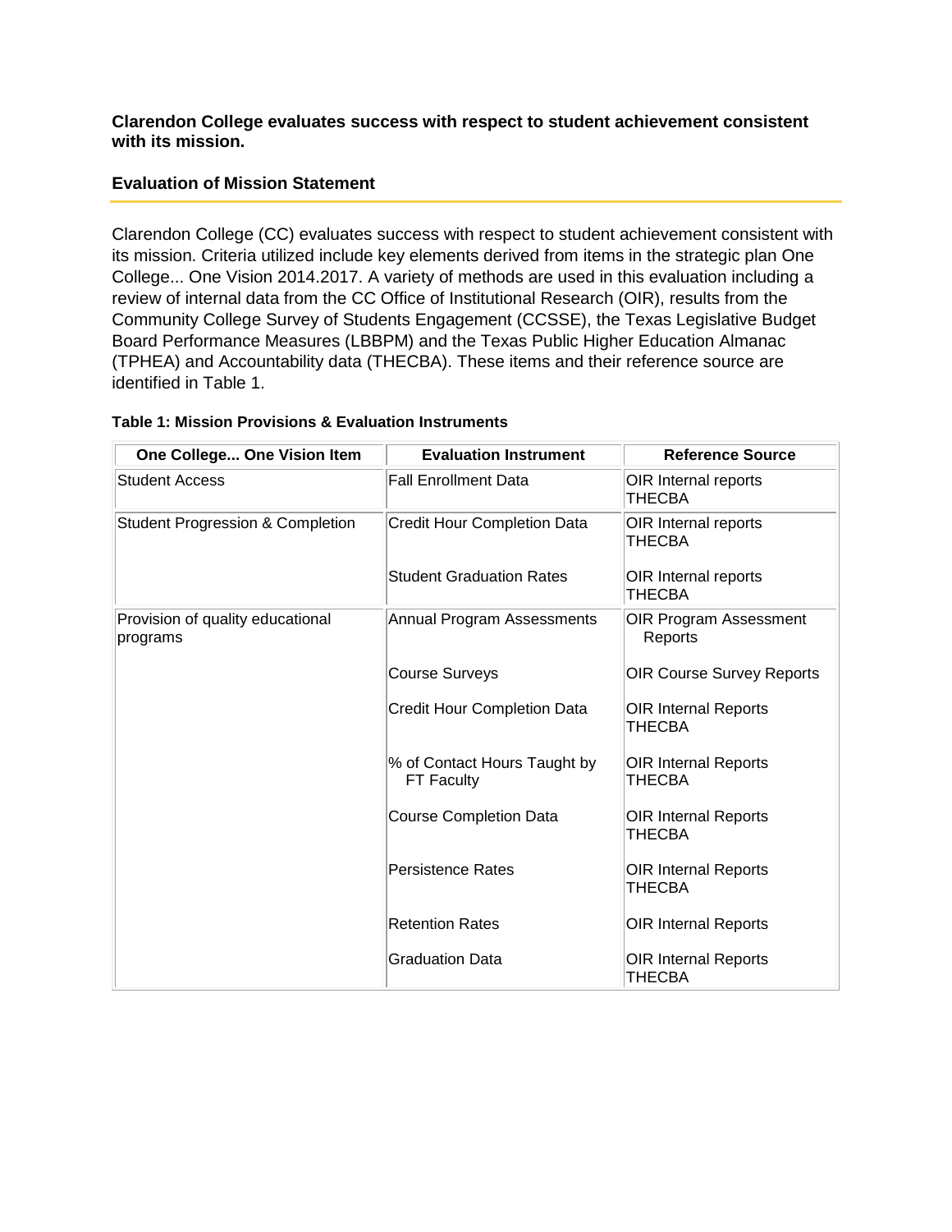**Clarendon College evaluates success with respect to student achievement consistent with its mission.**

## Evaluation of Mission Statement

Clarendon College (CC) evaluates success with respect to student achievement consistent with its mission. Criteria utilized include key elements derived from items in the strategic plan One College... One Vision 2014.2017. A variety of methods are used in this evaluation including a review of internal data from the CC Office of Institutional Research (OIR), results from the Community College Survey of Students Engagement (CCSSE), the Texas Legislative Budget Board Performance Measures (LBBPM) and the Texas Public Higher Education Almanac (TPHEA) and Accountability data (THECBA). These items and their reference source are identified in Table 1.

**Table 1: Mission Provisions & Evaluation Instruments**

| One College... One Vision Item | Evaluation Instrument | Reference Source |
|---|---|---|
| Student Access | Fall Enrollment Data | OIR Internal reports THECBA |
| Student Progression & Completion | Credit Hour Completion Data | OIR Internal reports THECBA |
| | Student Graduation Rates | OIR Internal reports THECBA |
| Provision of quality educational programs | Annual Program Assessments | OIR Program Assessment Reports |
| | Course Surveys | OIR Course Survey Reports |
| | Credit Hour Completion Data | OIR Internal Reports THECBA |
| | % of Contact Hours Taught by FT Faculty | OIR Internal Reports THECBA |
| | Course Completion Data | OIR Internal Reports THECBA |
| | Persistence Rates | OIR Internal Reports THECBA |
| | Retention Rates | OIR Internal Reports |
| | Graduation Data | OIR Internal Reports THECBA |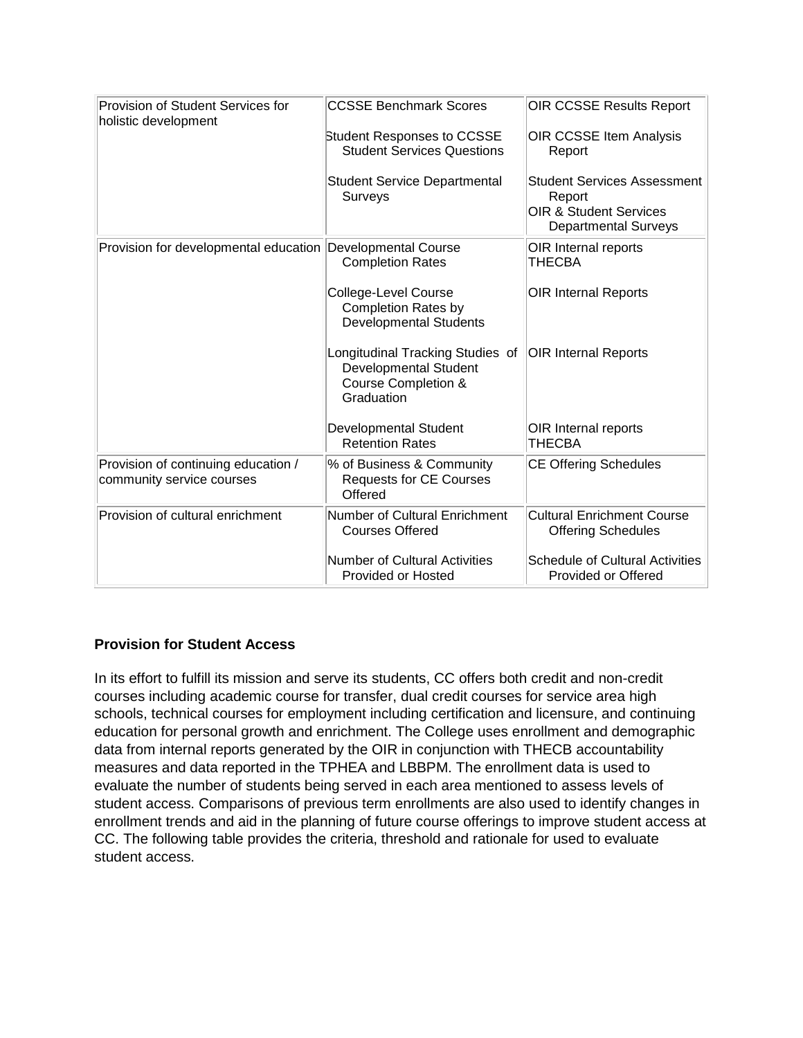| Provision of Student Services for holistic development | CCSSE Benchmark Scores<br><br>Student Responses to CCSSE Student Services Questions<br><br>Student Service Departmental Surveys | OIR CCSSE Results Report<br><br>OIR CCSSE Item Analysis Report<br><br>Student Services Assessment Report<br>OIR & Student Services Departmental Surveys |
|---|---|---|
| Provision for developmental education | Developmental Course Completion Rates<br><br>College-Level Course Completion Rates by Developmental Students<br><br>Longitudinal Tracking Studies of Developmental Student Course Completion & Graduation<br><br>Developmental Student Retention Rates | OIR Internal reports<br>THECBA<br><br>OIR Internal Reports<br><br>OIR Internal Reports<br><br>OIR Internal reports<br>THECBA |
| Provision of continuing education / community service courses | % of Business & Community Requests for CE Courses Offered | CE Offering Schedules |
| Provision of cultural enrichment | Number of Cultural Enrichment Courses Offered<br><br>Number of Cultural Activities Provided or Hosted | Cultural Enrichment Course Offering Schedules<br><br>Schedule of Cultural Activities Provided or Offered |

**Provision for Student Access**

In its effort to fulfill its mission and serve its students, CC offers both credit and non-credit courses including academic course for transfer, dual credit courses for service area high schools, technical courses for employment including certification and licensure, and continuing education for personal growth and enrichment. The College uses enrollment and demographic data from internal reports generated by the OIR in conjunction with THECB accountability measures and data reported in the TPHEA and LBBPM. The enrollment data is used to evaluate the number of students being served in each area mentioned to assess levels of student access. Comparisons of previous term enrollments are also used to identify changes in enrollment trends and aid in the planning of future course offerings to improve student access at CC. The following table provides the criteria, threshold and rationale for used to evaluate student access.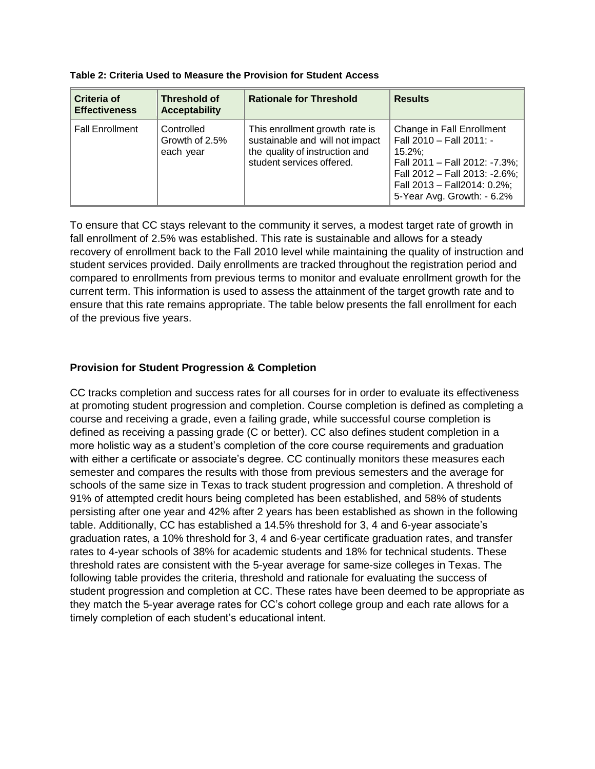**Table 2: Criteria Used to Measure the Provision for Student Access**

| Criteria of Effectiveness | Threshold of Acceptability | Rationale for Threshold | Results |
|---|---|---|---|
| Fall Enrollment | Controlled Growth of 2.5% each year | This enrollment growth rate is sustainable and will not impact the quality of instruction and student services offered. | Change in Fall Enrollment Fall 2010 – Fall 2011: -15.2%; Fall 2011 – Fall 2012: -7.3%; Fall 2012 – Fall 2013: -2.6%; Fall 2013 – Fall2014: 0.2%; 5-Year Avg. Growth: - 6.2% |

To ensure that CC stays relevant to the community it serves, a modest target rate of growth in fall enrollment of 2.5% was established. This rate is sustainable and allows for a steady recovery of enrollment back to the Fall 2010 level while maintaining the quality of instruction and student services provided. Daily enrollments are tracked throughout the registration period and compared to enrollments from previous terms to monitor and evaluate enrollment growth for the current term. This information is used to assess the attainment of the target growth rate and to ensure that this rate remains appropriate. The table below presents the fall enrollment for each of the previous five years.

### Provision for Student Progression & Completion

CC tracks completion and success rates for all courses for in order to evaluate its effectiveness at promoting student progression and completion. Course completion is defined as completing a course and receiving a grade, even a failing grade, while successful course completion is defined as receiving a passing grade (C or better). CC also defines student completion in a more holistic way as a student's completion of the core course requirements and graduation with either a certificate or associate's degree. CC continually monitors these measures each semester and compares the results with those from previous semesters and the average for schools of the same size in Texas to track student progression and completion. A threshold of 91% of attempted credit hours being completed has been established, and 58% of students persisting after one year and 42% after 2 years has been established as shown in the following table. Additionally, CC has established a 14.5% threshold for 3, 4 and 6-year associate's graduation rates, a 10% threshold for 3, 4 and 6-year certificate graduation rates, and transfer rates to 4-year schools of 38% for academic students and 18% for technical students. These threshold rates are consistent with the 5-year average for same-size colleges in Texas. The following table provides the criteria, threshold and rationale for evaluating the success of student progression and completion at CC. These rates have been deemed to be appropriate as they match the 5-year average rates for CC's cohort college group and each rate allows for a timely completion of each student's educational intent.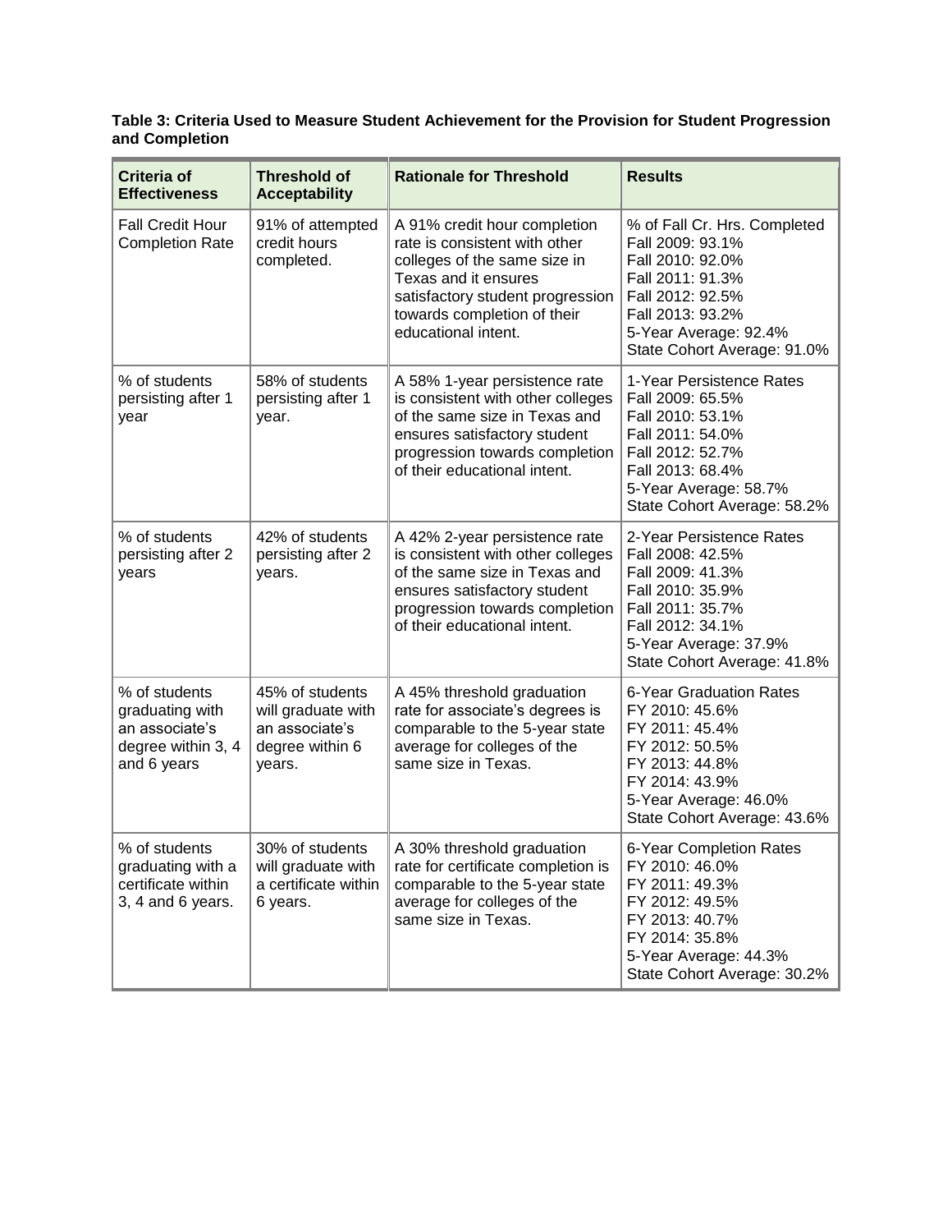**Table 3: Criteria Used to Measure Student Achievement for the Provision for Student Progression and Completion**

| Criteria of Effectiveness | Threshold of Acceptability | Rationale for Threshold | Results |
|---|---|---|---|
| Fall Credit Hour Completion Rate | 91% of attempted credit hours completed. | A 91% credit hour completion rate is consistent with other colleges of the same size in Texas and it ensures satisfactory student progression towards completion of their educational intent. | % of Fall Cr. Hrs. Completed<br>Fall 2009: 93.1%<br>Fall 2010: 92.0%<br>Fall 2011: 91.3%<br>Fall 2012: 92.5%<br>Fall 2013: 93.2%<br>5-Year Average: 92.4%<br>State Cohort Average: 91.0% |
| % of students persisting after 1 year | 58% of students persisting after 1 year. | A 58% 1-year persistence rate is consistent with other colleges of the same size in Texas and ensures satisfactory student progression towards completion of their educational intent. | 1-Year Persistence Rates<br>Fall 2009: 65.5%<br>Fall 2010: 53.1%<br>Fall 2011: 54.0%<br>Fall 2012: 52.7%<br>Fall 2013: 68.4%<br>5-Year Average: 58.7%<br>State Cohort Average: 58.2% |
| % of students persisting after 2 years | 42% of students persisting after 2 years. | A 42% 2-year persistence rate is consistent with other colleges of the same size in Texas and ensures satisfactory student progression towards completion of their educational intent. | 2-Year Persistence Rates<br>Fall 2008: 42.5%<br>Fall 2009: 41.3%<br>Fall 2010: 35.9%<br>Fall 2011: 35.7%<br>Fall 2012: 34.1%<br>5-Year Average: 37.9%<br>State Cohort Average: 41.8% |
| % of students graduating with an associate's degree within 3, 4 and 6 years | 45% of students will graduate with an associate's degree within 6 years. | A 45% threshold graduation rate for associate's degrees is comparable to the 5-year state average for colleges of the same size in Texas. | 6-Year Graduation Rates<br>FY 2010: 45.6%<br>FY 2011: 45.4%<br>FY 2012: 50.5%<br>FY 2013: 44.8%<br>FY 2014: 43.9%<br>5-Year Average: 46.0%<br>State Cohort Average: 43.6% |
| % of students graduating with a certificate within 3, 4 and 6 years. | 30% of students will graduate with a certificate within 6 years. | A 30% threshold graduation rate for certificate completion is comparable to the 5-year state average for colleges of the same size in Texas. | 6-Year Completion Rates<br>FY 2010: 46.0%<br>FY 2011: 49.3%<br>FY 2012: 49.5%<br>FY 2013: 40.7%<br>FY 2014: 35.8%<br>5-Year Average: 44.3%<br>State Cohort Average: 30.2% |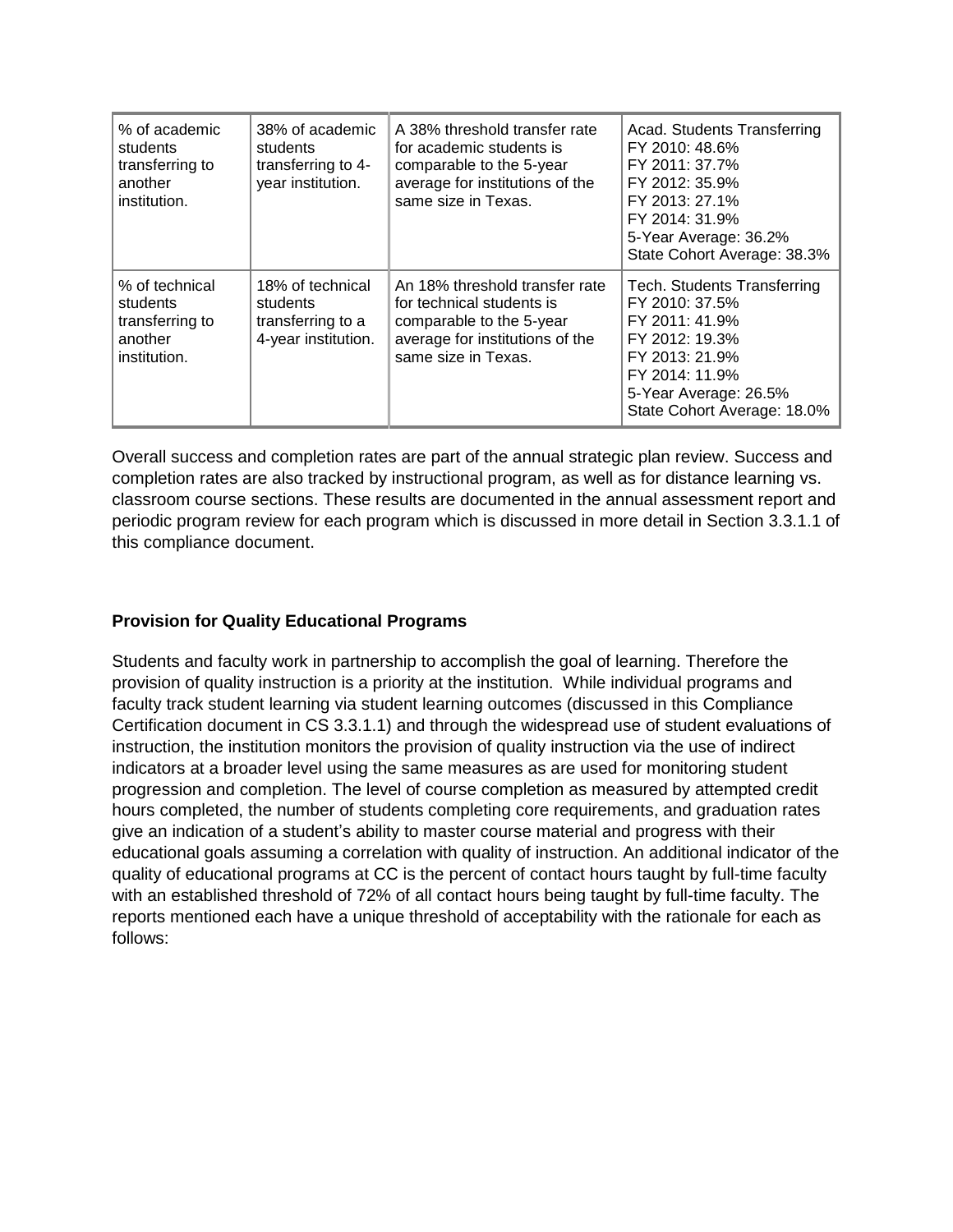| % of academic students transferring to another institution. | 38% of academic students transferring to 4-year institution. | A 38% threshold transfer rate for academic students is comparable to the 5-year average for institutions of the same size in Texas. | Acad. Students Transferring<br>FY 2010: 48.6%<br>FY 2011: 37.7%<br>FY 2012: 35.9%<br>FY 2013: 27.1%<br>FY 2014: 31.9%<br>5-Year Average: 36.2%<br>State Cohort Average: 38.3% |
|---|---|---|---|
| % of technical students transferring to another institution. | 18% of technical students transferring to a 4-year institution. | An 18% threshold transfer rate for technical students is comparable to the 5-year average for institutions of the same size in Texas. | Tech. Students Transferring<br>FY 2010: 37.5%<br>FY 2011: 41.9%<br>FY 2012: 19.3%<br>FY 2013: 21.9%<br>FY 2014: 11.9%<br>5-Year Average: 26.5%<br>State Cohort Average: 18.0% |

Overall success and completion rates are part of the annual strategic plan review. Success and completion rates are also tracked by instructional program, as well as for distance learning vs. classroom course sections. These results are documented in the annual assessment report and periodic program review for each program which is discussed in more detail in Section 3.3.1.1 of this compliance document.

**Provision for Quality Educational Programs**

Students and faculty work in partnership to accomplish the goal of learning. Therefore the provision of quality instruction is a priority at the institution. While individual programs and faculty track student learning via student learning outcomes (discussed in this Compliance Certification document in CS 3.3.1.1) and through the widespread use of student evaluations of instruction, the institution monitors the provision of quality instruction via the use of indirect indicators at a broader level using the same measures as are used for monitoring student progression and completion. The level of course completion as measured by attempted credit hours completed, the number of students completing core requirements, and graduation rates give an indication of a student's ability to master course material and progress with their educational goals assuming a correlation with quality of instruction. An additional indicator of the quality of educational programs at CC is the percent of contact hours taught by full-time faculty with an established threshold of 72% of all contact hours being taught by full-time faculty. The reports mentioned each have a unique threshold of acceptability with the rationale for each as follows: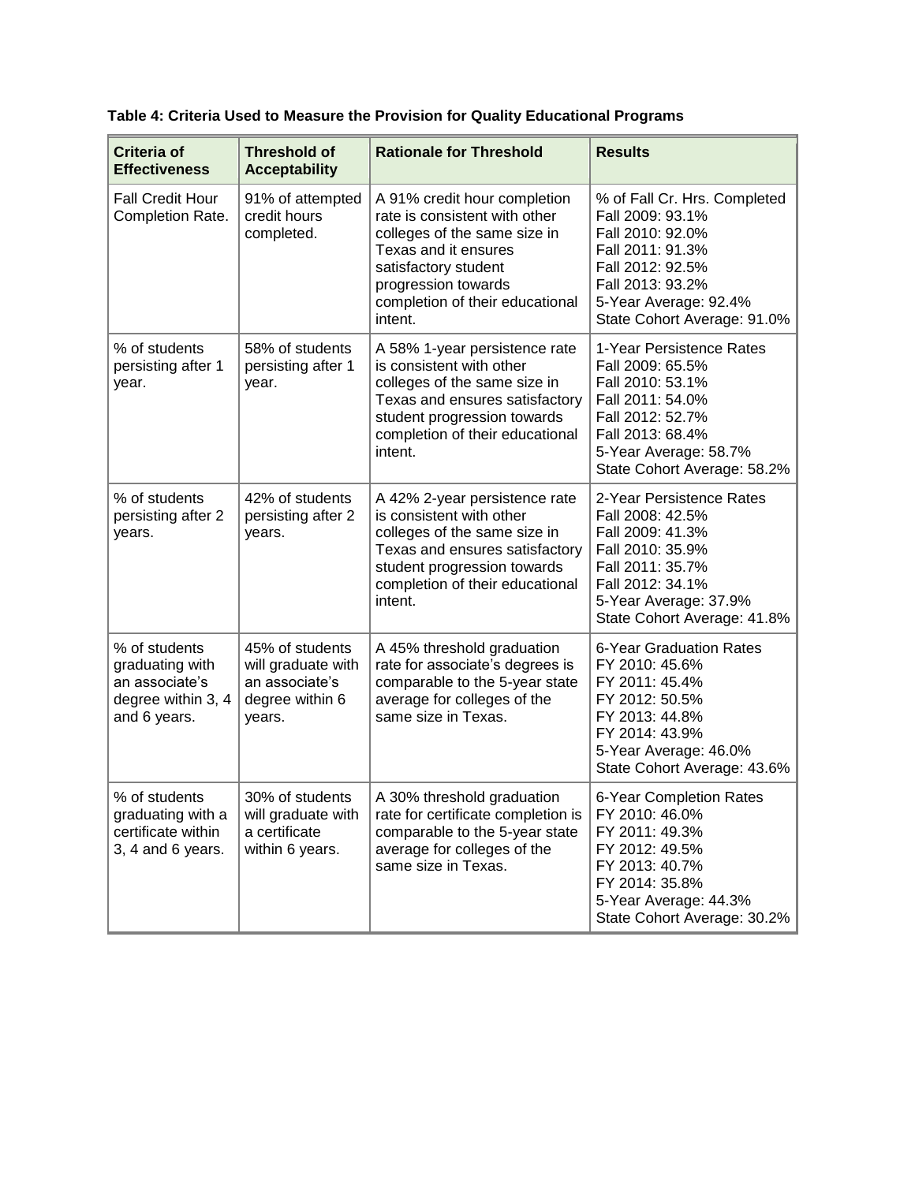**Table 4: Criteria Used to Measure the Provision for Quality Educational Programs**

| Criteria of Effectiveness | Threshold of Acceptability | Rationale for Threshold | Results |
|---|---|---|---|
| Fall Credit Hour Completion Rate. | 91% of attempted credit hours completed. | A 91% credit hour completion rate is consistent with other colleges of the same size in Texas and it ensures satisfactory student progression towards completion of their educational intent. | % of Fall Cr. Hrs. Completed<br>Fall 2009: 93.1%<br>Fall 2010: 92.0%<br>Fall 2011: 91.3%<br>Fall 2012: 92.5%<br>Fall 2013: 93.2%<br>5-Year Average: 92.4%<br>State Cohort Average: 91.0% |
| % of students persisting after 1 year. | 58% of students persisting after 1 year. | A 58% 1-year persistence rate is consistent with other colleges of the same size in Texas and ensures satisfactory student progression towards completion of their educational intent. | 1-Year Persistence Rates<br>Fall 2009: 65.5%<br>Fall 2010: 53.1%<br>Fall 2011: 54.0%<br>Fall 2012: 52.7%<br>Fall 2013: 68.4%<br>5-Year Average: 58.7%<br>State Cohort Average: 58.2% |
| % of students persisting after 2 years. | 42% of students persisting after 2 years. | A 42% 2-year persistence rate is consistent with other colleges of the same size in Texas and ensures satisfactory student progression towards completion of their educational intent. | 2-Year Persistence Rates<br>Fall 2008: 42.5%<br>Fall 2009: 41.3%<br>Fall 2010: 35.9%<br>Fall 2011: 35.7%<br>Fall 2012: 34.1%<br>5-Year Average: 37.9%<br>State Cohort Average: 41.8% |
| % of students graduating with an associate's degree within 3, 4 and 6 years. | 45% of students will graduate with an associate's degree within 6 years. | A 45% threshold graduation rate for associate's degrees is comparable to the 5-year state average for colleges of the same size in Texas. | 6-Year Graduation Rates<br>FY 2010: 45.6%<br>FY 2011: 45.4%<br>FY 2012: 50.5%<br>FY 2013: 44.8%<br>FY 2014: 43.9%<br>5-Year Average: 46.0%<br>State Cohort Average: 43.6% |
| % of students graduating with a certificate within 3, 4 and 6 years. | 30% of students will graduate with a certificate within 6 years. | A 30% threshold graduation rate for certificate completion is comparable to the 5-year state average for colleges of the same size in Texas. | 6-Year Completion Rates<br>FY 2010: 46.0%<br>FY 2011: 49.3%<br>FY 2012: 49.5%<br>FY 2013: 40.7%<br>FY 2014: 35.8%<br>5-Year Average: 44.3%<br>State Cohort Average: 30.2% |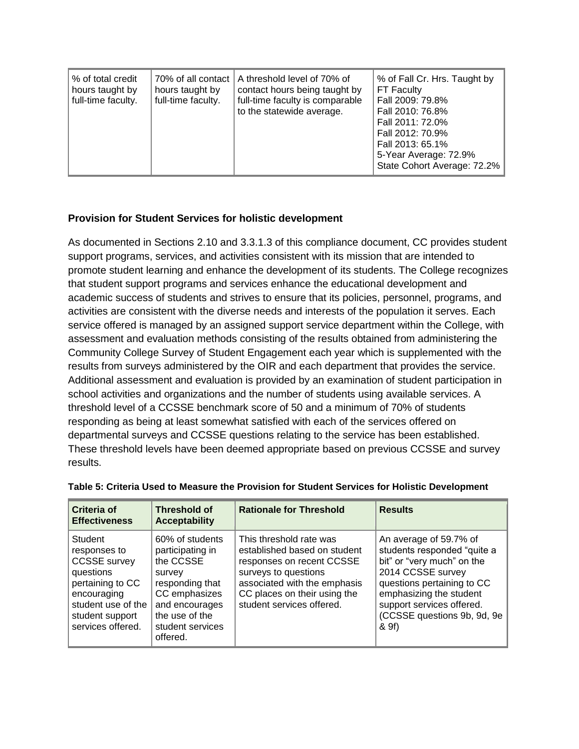| % of total credit hours taught by full-time faculty. | 70% of all contact hours taught by full-time faculty. | A threshold level of 70% of contact hours being taught by full-time faculty is comparable to the statewide average. | % of Fall Cr. Hrs. Taught by FT Faculty<br>Fall 2009: 79.8%<br>Fall 2010: 76.8%<br>Fall 2011: 72.0%<br>Fall 2012: 70.9%<br>Fall 2013: 65.1%<br>5-Year Average: 72.9%<br>State Cohort Average: 72.2% |
|---|---|---|---|

**Provision for Student Services for holistic development**

As documented in Sections 2.10 and 3.3.1.3 of this compliance document, CC provides student support programs, services, and activities consistent with its mission that are intended to promote student learning and enhance the development of its students. The College recognizes that student support programs and services enhance the educational development and academic success of students and strives to ensure that its policies, personnel, programs, and activities are consistent with the diverse needs and interests of the population it serves. Each service offered is managed by an assigned support service department within the College, with assessment and evaluation methods consisting of the results obtained from administering the Community College Survey of Student Engagement each year which is supplemented with the results from surveys administered by the OIR and each department that provides the service. Additional assessment and evaluation is provided by an examination of student participation in school activities and organizations and the number of students using available services. A threshold level of a CCSSE benchmark score of 50 and a minimum of 70% of students responding as being at least somewhat satisfied with each of the services offered on departmental surveys and CCSSE questions relating to the service has been established. These threshold levels have been deemed appropriate based on previous CCSSE and survey results.

**Table 5: Criteria Used to Measure the Provision for Student Services for Holistic Development**

| Criteria of Effectiveness | Threshold of Acceptability | Rationale for Threshold | Results |
|---|---|---|---|
| Student responses to CCSSE survey questions pertaining to CC encouraging student use of the student support services offered. | 60% of students participating in the CCSSE survey responding that CC emphasizes and encourages the use of the student services offered. | This threshold rate was established based on student responses on recent CCSSE surveys to questions associated with the emphasis CC places on their using the student services offered. | An average of 59.7% of students responded "quite a bit" or "very much" on the 2014 CCSSE survey questions pertaining to CC emphasizing the student support services offered. (CCSSE questions 9b, 9d, 9e & 9f) |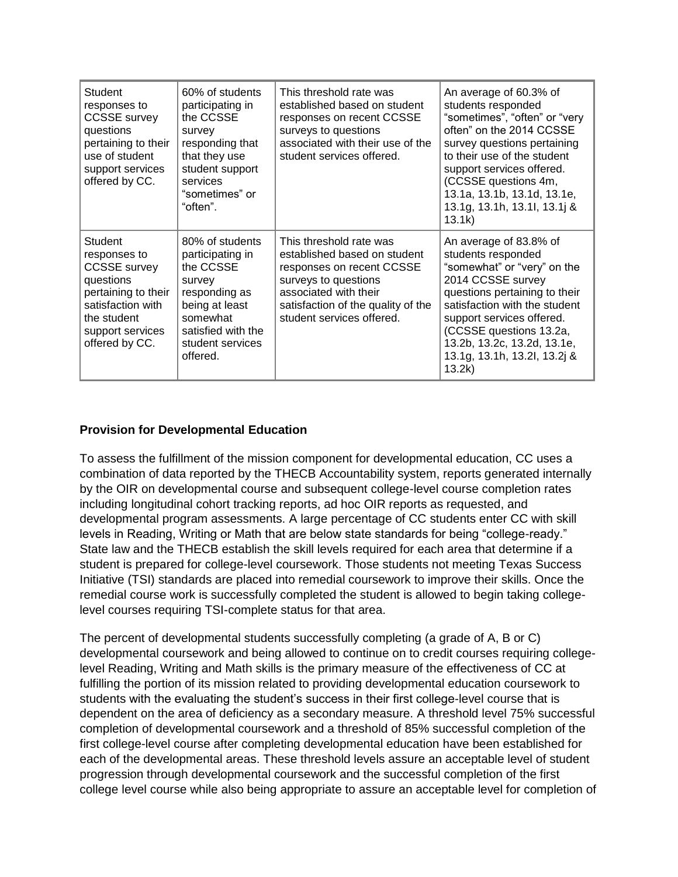| Student responses to CCSSE survey questions pertaining to their use of student support services offered by CC. | 60% of students participating in the CCSSE survey responding that that they use student support services "sometimes" or "often". | This threshold rate was established based on student responses on recent CCSSE surveys to questions associated with their use of the student services offered. | An average of 60.3% of students responded "sometimes", "often" or "very often" on the 2014 CCSSE survey questions pertaining to their use of the student support services offered. (CCSSE questions 4m, 13.1a, 13.1b, 13.1d, 13.1e, 13.1g, 13.1h, 13.1I, 13.1j & 13.1k) |
|---|---|---|---|
| Student responses to CCSSE survey questions pertaining to their satisfaction with the student support services offered by CC. | 80% of students participating in the CCSSE survey responding as being at least somewhat satisfied with the student services offered. | This threshold rate was established based on student responses on recent CCSSE surveys to questions associated with their satisfaction of the quality of the student services offered. | An average of 83.8% of students responded "somewhat" or "very" on the 2014 CCSSE survey questions pertaining to their satisfaction with the student support services offered. (CCSSE questions 13.2a, 13.2b, 13.2c, 13.2d, 13.1e, 13.1g, 13.1h, 13.2I, 13.2j & 13.2k) |

**Provision for Developmental Education**

To assess the fulfillment of the mission component for developmental education, CC uses a combination of data reported by the THECB Accountability system, reports generated internally by the OIR on developmental course and subsequent college-level course completion rates including longitudinal cohort tracking reports, ad hoc OIR reports as requested, and developmental program assessments. A large percentage of CC students enter CC with skill levels in Reading, Writing or Math that are below state standards for being "college-ready." State law and the THECB establish the skill levels required for each area that determine if a student is prepared for college-level coursework. Those students not meeting Texas Success Initiative (TSI) standards are placed into remedial coursework to improve their skills. Once the remedial course work is successfully completed the student is allowed to begin taking college-level courses requiring TSI-complete status for that area.

The percent of developmental students successfully completing (a grade of A, B or C) developmental coursework and being allowed to continue on to credit courses requiring college-level Reading, Writing and Math skills is the primary measure of the effectiveness of CC at fulfilling the portion of its mission related to providing developmental education coursework to students with the evaluating the student's success in their first college-level course that is dependent on the area of deficiency as a secondary measure. A threshold level 75% successful completion of developmental coursework and a threshold of 85% successful completion of the first college-level course after completing developmental education have been established for each of the developmental areas. These threshold levels assure an acceptable level of student progression through developmental coursework and the successful completion of the first college level course while also being appropriate to assure an acceptable level for completion of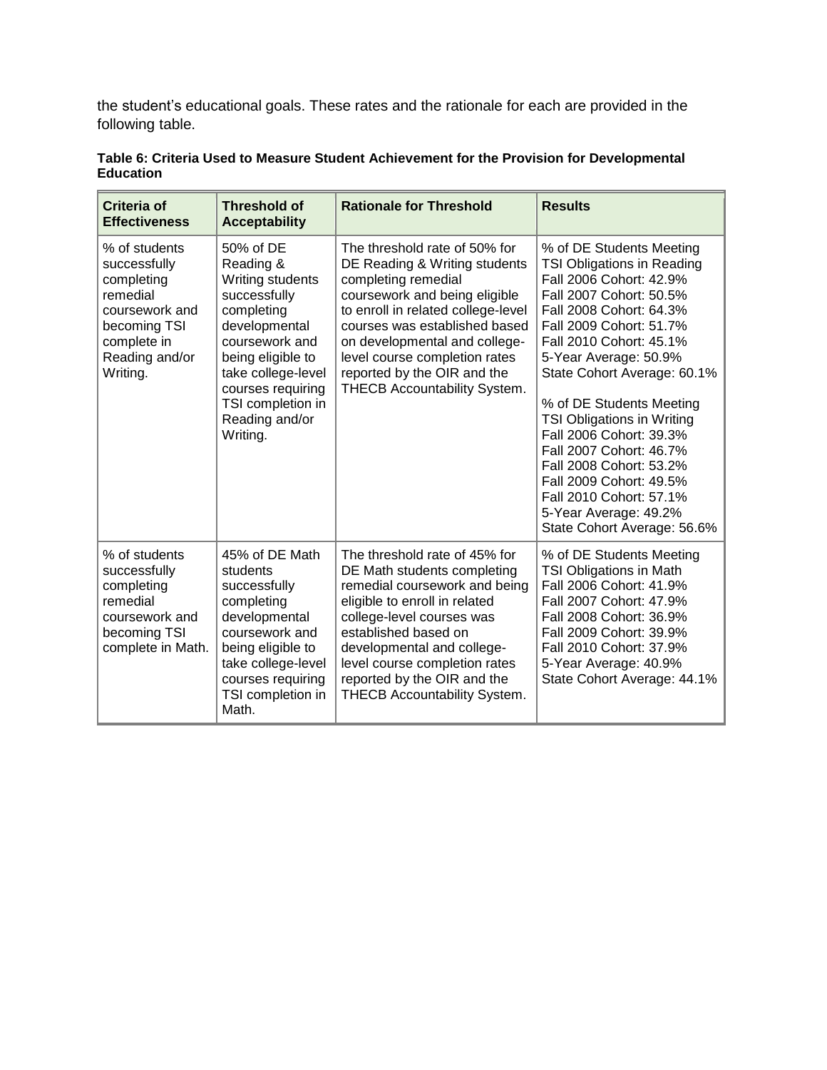the student's educational goals. These rates and the rationale for each are provided in the following table.

**Table 6: Criteria Used to Measure Student Achievement for the Provision for Developmental Education**

| Criteria of Effectiveness | Threshold of Acceptability | Rationale for Threshold | Results |
|---|---|---|---|
| % of students successfully completing remedial coursework and becoming TSI complete in Reading and/or Writing. | 50% of DE Reading & Writing students successfully completing developmental coursework and being eligible to take college-level courses requiring TSI completion in Reading and/or Writing. | The threshold rate of 50% for DE Reading & Writing students completing remedial coursework and being eligible to enroll in related college-level courses was established based on developmental and college-level course completion rates reported by the OIR and the THECB Accountability System. | % of DE Students Meeting TSI Obligations in Reading<br>Fall 2006 Cohort: 42.9%<br>Fall 2007 Cohort: 50.5%<br>Fall 2008 Cohort: 64.3%<br>Fall 2009 Cohort: 51.7%<br>Fall 2010 Cohort: 45.1%<br>5-Year Average: 50.9%<br>State Cohort Average: 60.1%<br><br>% of DE Students Meeting TSI Obligations in Writing<br>Fall 2006 Cohort: 39.3%<br>Fall 2007 Cohort: 46.7%<br>Fall 2008 Cohort: 53.2%<br>Fall 2009 Cohort: 49.5%<br>Fall 2010 Cohort: 57.1%<br>5-Year Average: 49.2%<br>State Cohort Average: 56.6% |
| % of students successfully completing remedial coursework and becoming TSI complete in Math. | 45% of DE Math students successfully completing developmental coursework and being eligible to take college-level courses requiring TSI completion in Math. | The threshold rate of 45% for DE Math students completing remedial coursework and being eligible to enroll in related college-level courses was established based on developmental and college-level course completion rates reported by the OIR and the THECB Accountability System. | % of DE Students Meeting TSI Obligations in Math<br>Fall 2006 Cohort: 41.9%<br>Fall 2007 Cohort: 47.9%<br>Fall 2008 Cohort: 36.9%<br>Fall 2009 Cohort: 39.9%<br>Fall 2010 Cohort: 37.9%<br>5-Year Average: 40.9%<br>State Cohort Average: 44.1% |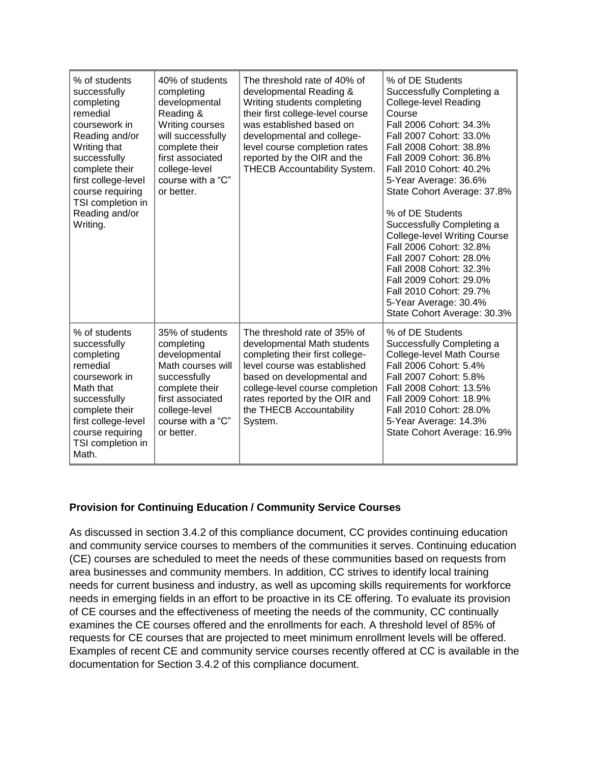| % of students successfully completing remedial coursework in Reading and/or Writing that successfully complete their first college-level course requiring TSI completion in Reading and/or Writing. | 40% of students completing developmental Reading & Writing courses will successfully complete their first associated college-level course with a "C" or better. | The threshold rate of 40% of developmental Reading & Writing students completing their first college-level course was established based on developmental and college-level course completion rates reported by the OIR and the THECB Accountability System. | % of DE Students Successfully Completing a College-level Reading Course<br>Fall 2006 Cohort: 34.3%<br>Fall 2007 Cohort: 33.0%<br>Fall 2008 Cohort: 38.8%<br>Fall 2009 Cohort: 36.8%<br>Fall 2010 Cohort: 40.2%<br>5-Year Average: 36.6%<br>State Cohort Average: 37.8%<br><br>% of DE Students Successfully Completing a College-level Writing Course<br>Fall 2006 Cohort: 32.8%<br>Fall 2007 Cohort: 28.0%<br>Fall 2008 Cohort: 32.3%<br>Fall 2009 Cohort: 29.0%<br>Fall 2010 Cohort: 29.7%<br>5-Year Average: 30.4%<br>State Cohort Average: 30.3% |
|---|---|---|---|
| % of students successfully completing remedial coursework in Math that successfully complete their first college-level course requiring TSI completion in Math. | 35% of students completing developmental Math courses will successfully complete their first associated college-level course with a "C" or better. | The threshold rate of 35% of developmental Math students completing their first college-level course was established based on developmental and college-level course completion rates reported by the OIR and the THECB Accountability System. | % of DE Students Successfully Completing a College-level Math Course<br>Fall 2006 Cohort: 5.4%<br>Fall 2007 Cohort: 5.8%<br>Fall 2008 Cohort: 13.5%<br>Fall 2009 Cohort: 18.9%<br>Fall 2010 Cohort: 28.0%<br>5-Year Average: 14.3%<br>State Cohort Average: 16.9% |

**Provision for Continuing Education / Community Service Courses**

As discussed in section 3.4.2 of this compliance document, CC provides continuing education and community service courses to members of the communities it serves. Continuing education (CE) courses are scheduled to meet the needs of these communities based on requests from area businesses and community members. In addition, CC strives to identify local training needs for current business and industry, as well as upcoming skills requirements for workforce needs in emerging fields in an effort to be proactive in its CE offering. To evaluate its provision of CE courses and the effectiveness of meeting the needs of the community, CC continually examines the CE courses offered and the enrollments for each. A threshold level of 85% of requests for CE courses that are projected to meet minimum enrollment levels will be offered. Examples of recent CE and community service courses recently offered at CC is available in the documentation for Section 3.4.2 of this compliance document.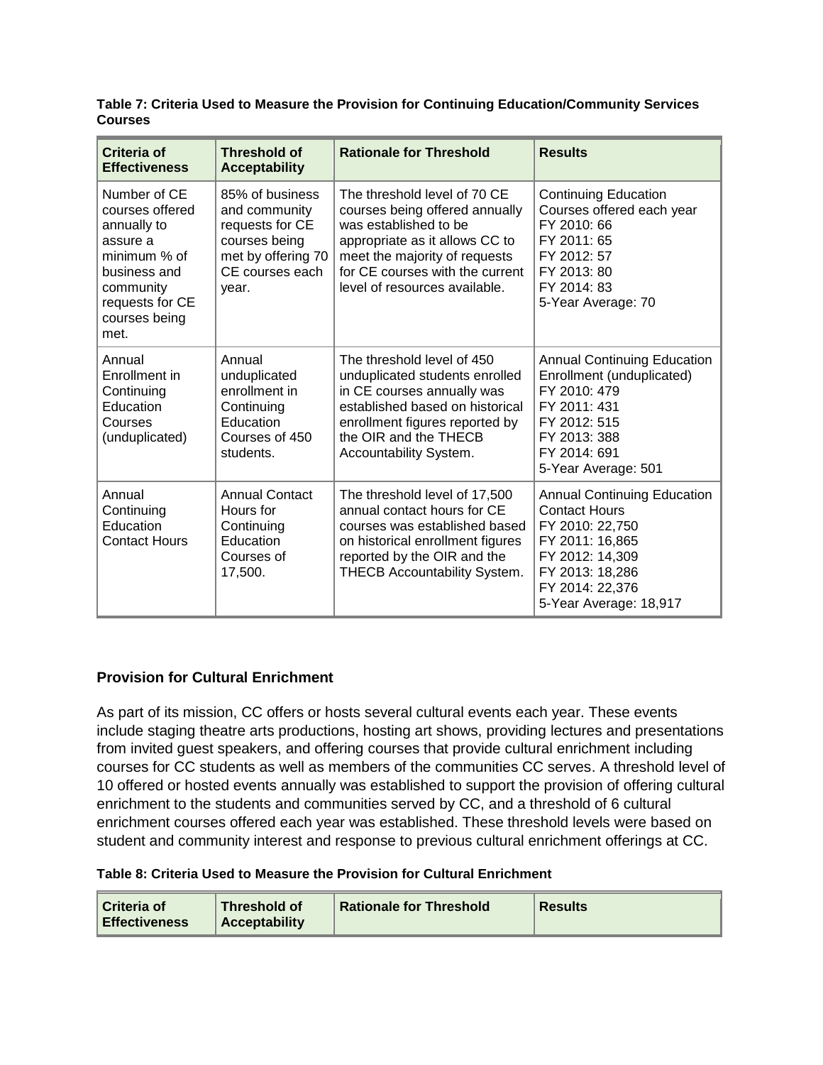**Table 7: Criteria Used to Measure the Provision for Continuing Education/Community Services Courses**

| Criteria of Effectiveness | Threshold of Acceptability | Rationale for Threshold | Results |
|---|---|---|---|
| Number of CE courses offered annually to assure a minimum % of business and community requests for CE courses being met. | 85% of business and community requests for CE courses being met by offering 70 CE courses each year. | The threshold level of 70 CE courses being offered annually was established to be appropriate as it allows CC to meet the majority of requests for CE courses with the current level of resources available. | Continuing Education Courses offered each year<br>FY 2010: 66<br>FY 2011: 65<br>FY 2012: 57<br>FY 2013: 80<br>FY 2014: 83<br>5-Year Average: 70 |
| Annual Enrollment in Continuing Education Courses (unduplicated) | Annual unduplicated enrollment in Continuing Education Courses of 450 students. | The threshold level of 450 unduplicated students enrolled in CE courses annually was established based on historical enrollment figures reported by the OIR and the THECB Accountability System. | Annual Continuing Education Enrollment (unduplicated)<br>FY 2010: 479<br>FY 2011: 431<br>FY 2012: 515<br>FY 2013: 388<br>FY 2014: 691<br>5-Year Average: 501 |
| Annual Continuing Education Contact Hours | Annual Contact Hours for Continuing Education Courses of 17,500. | The threshold level of 17,500 annual contact hours for CE courses was established based on historical enrollment figures reported by the OIR and the THECB Accountability System. | Annual Continuing Education Contact Hours<br>FY 2010: 22,750<br>FY 2011: 16,865<br>FY 2012: 14,309<br>FY 2013: 18,286<br>FY 2014: 22,376<br>5-Year Average: 18,917 |

### Provision for Cultural Enrichment

As part of its mission, CC offers or hosts several cultural events each year. These events include staging theatre arts productions, hosting art shows, providing lectures and presentations from invited guest speakers, and offering courses that provide cultural enrichment including courses for CC students as well as members of the communities CC serves. A threshold level of 10 offered or hosted events annually was established to support the provision of offering cultural enrichment to the students and communities served by CC, and a threshold of 6 cultural enrichment courses offered each year was established. These threshold levels were based on student and community interest and response to previous cultural enrichment offerings at CC.

**Table 8: Criteria Used to Measure the Provision for Cultural Enrichment**

| Criteria of Effectiveness | Threshold of Acceptability | Rationale for Threshold | Results |
|---|---|---|---|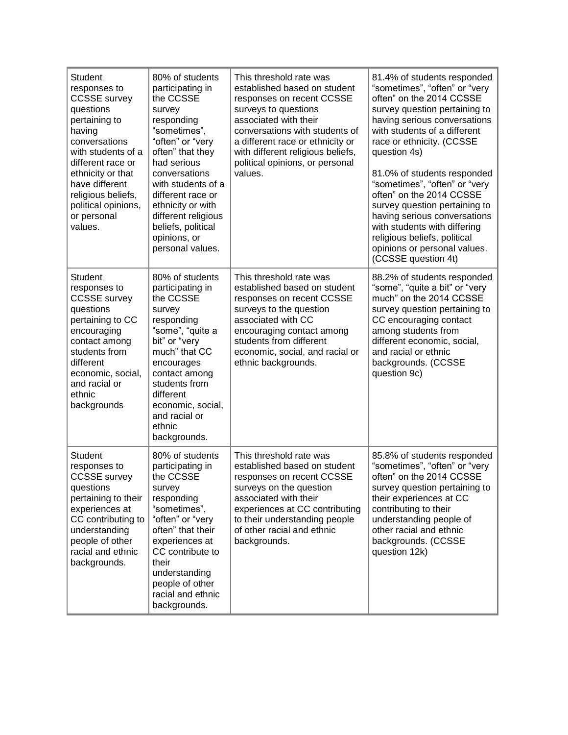| | | | |
|---|---|---|---|
| Student responses to CCSSE survey questions pertaining to having conversations with students of a different race or ethnicity or that have different religious beliefs, political opinions, or personal values. | 80% of students participating in the CCSSE survey responding “sometimes”, “often” or “very often” that they had serious conversations with students of a different race or ethnicity or with different religious beliefs, political opinions, or personal values. | This threshold rate was established based on student responses on recent CCSSE surveys to questions associated with their conversations with students of a different race or ethnicity or with different religious beliefs, political opinions, or personal values. | 81.4% of students responded “sometimes”, “often” or “very often” on the 2014 CCSSE survey question pertaining to having serious conversations with students of a different race or ethnicity. (CCSSE question 4s)<br><br>81.0% of students responded “sometimes”, “often” or “very often” on the 2014 CCSSE survey question pertaining to having serious conversations with students with differing religious beliefs, political opinions or personal values. (CCSSE question 4t) |
| Student responses to CCSSE survey questions pertaining to CC encouraging contact among students from different economic, social, and racial or ethnic backgrounds | 80% of students participating in the CCSSE survey responding “some”, “quite a bit” or “very much” that CC encourages contact among students from different economic, social, and racial or ethnic backgrounds. | This threshold rate was established based on student responses on recent CCSSE surveys to the question associated with CC encouraging contact among students from different economic, social, and racial or ethnic backgrounds. | 88.2% of students responded “some”, “quite a bit” or “very much” on the 2014 CCSSE survey question pertaining to CC encouraging contact among students from different economic, social, and racial or ethnic backgrounds. (CCSSE question 9c) |
| Student responses to CCSSE survey questions pertaining to their experiences at CC contributing to understanding people of other racial and ethnic backgrounds. | 80% of students participating in the CCSSE survey responding “sometimes”, “often” or “very often” that their experiences at CC contribute to their understanding people of other racial and ethnic backgrounds. | This threshold rate was established based on student responses on recent CCSSE surveys on the question associated with their experiences at CC contributing to their understanding people of other racial and ethnic backgrounds. | 85.8% of students responded “sometimes”, “often” or “very often” on the 2014 CCSSE survey question pertaining to their experiences at CC contributing to their understanding people of other racial and ethnic backgrounds. (CCSSE question 12k) |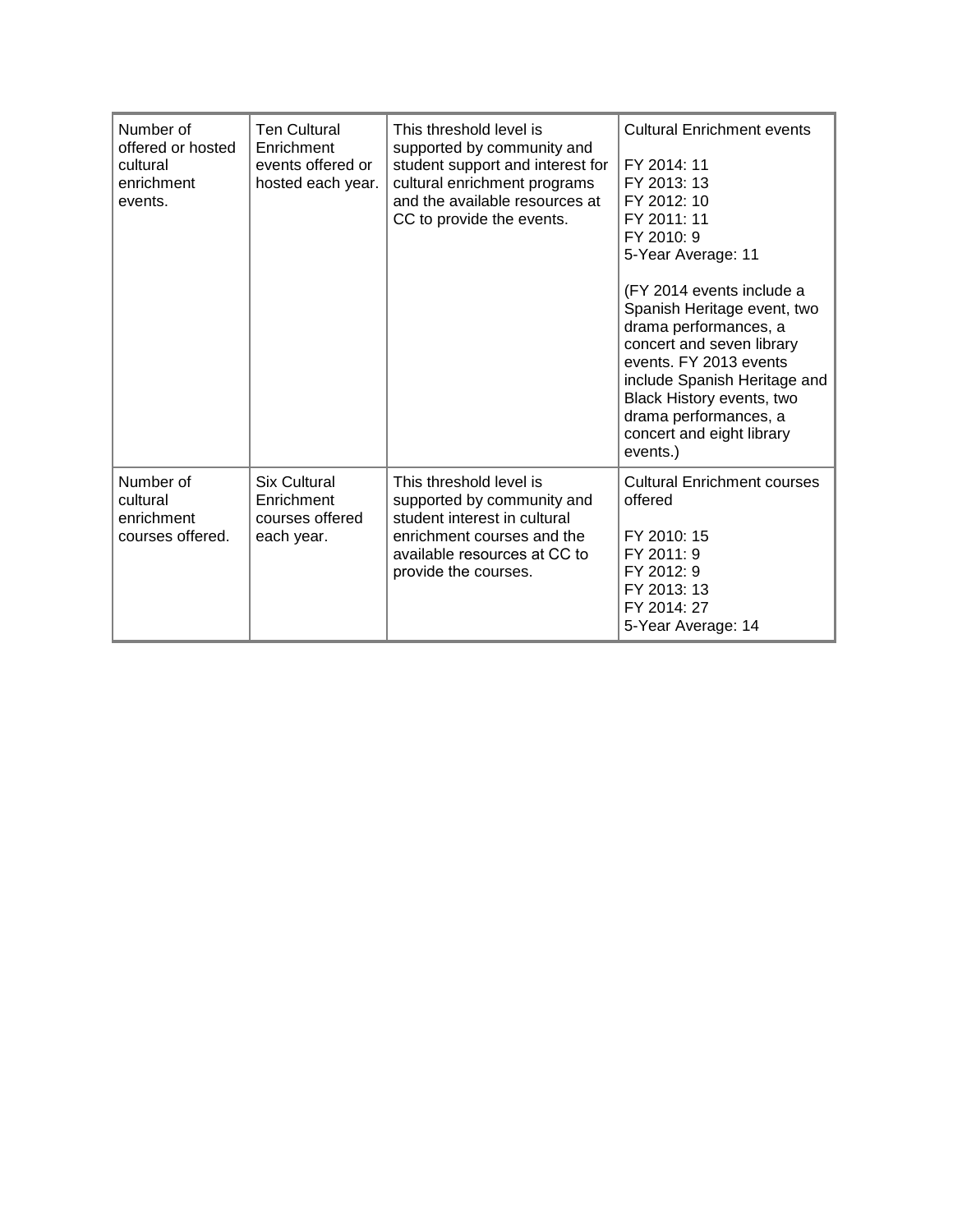| | | | |
|---|---|---|---|
| Number of offered or hosted cultural enrichment events. | Ten Cultural Enrichment events offered or hosted each year. | This threshold level is supported by community and student support and interest for cultural enrichment programs and the available resources at CC to provide the events. | Cultural Enrichment events<br><br>FY 2014: 11<br>FY 2013: 13<br>FY 2012: 10<br>FY 2011: 11<br>FY 2010: 9<br>5-Year Average: 11<br><br>(FY 2014 events include a Spanish Heritage event, two drama performances, a concert and seven library events. FY 2013 events include Spanish Heritage and Black History events, two drama performances, a concert and eight library events.) |
| Number of cultural enrichment courses offered. | Six Cultural Enrichment courses offered each year. | This threshold level is supported by community and student interest in cultural enrichment courses and the available resources at CC to provide the courses. | Cultural Enrichment courses offered<br><br>FY 2010: 15<br>FY 2011: 9<br>FY 2012: 9<br>FY 2013: 13<br>FY 2014: 27<br>5-Year Average: 14 |